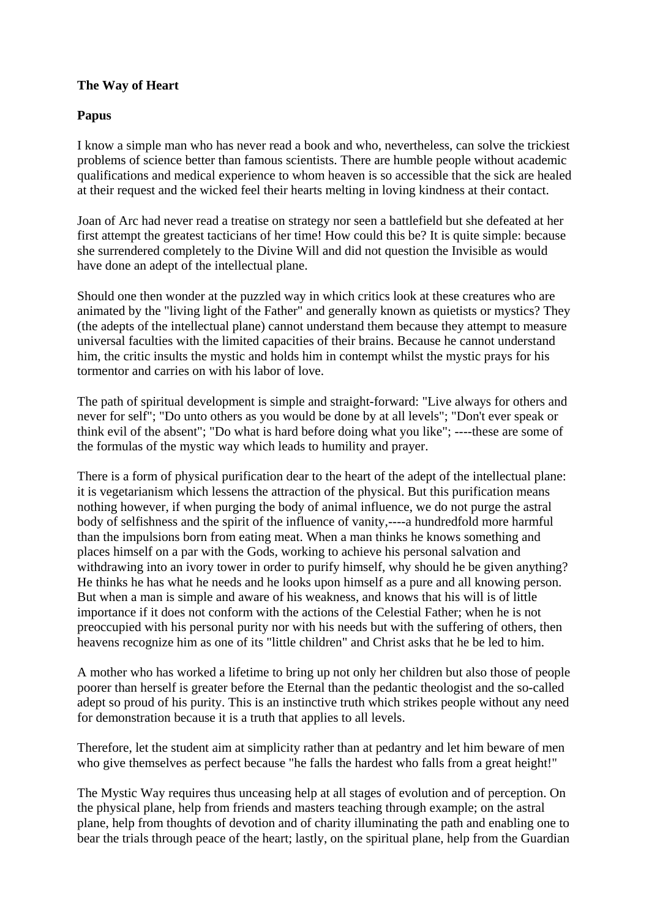**The Way of Heart**

**Papus**

I know a simple man who has never read a book and who, nevertheless, can solve the trickiest problems of science better than famous scientists. There are humble people without academic qualifications and medical experience to whom heaven is so accessible that the sick are healed at their request and the wicked feel their hearts melting in loving kindness at their contact.

Joan of Arc had never read a treatise on strategy nor seen a battlefield but she defeated at her first attempt the greatest tacticians of her time! How could this be? It is quite simple: because she surrendered completely to the Divine Will and did not question the Invisible as would have done an adept of the intellectual plane.

Should one then wonder at the puzzled way in which critics look at these creatures who are animated by the "living light of the Father" and generally known as quietists or mystics? They (the adepts of the intellectual plane) cannot understand them because they attempt to measure universal faculties with the limited capacities of their brains. Because he cannot understand him, the critic insults the mystic and holds him in contempt whilst the mystic prays for his tormentor and carries on with his labor of love.

The path of spiritual development is simple and straight-forward: "Live always for others and never for self"; "Do unto others as you would be done by at all levels"; "Don't ever speak or think evil of the absent"; "Do what is hard before doing what you like"; ----these are some of the formulas of the mystic way which leads to humility and prayer.

There is a form of physical purification dear to the heart of the adept of the intellectual plane: it is vegetarianism which lessens the attraction of the physical. But this purification means nothing however, if when purging the body of animal influence, we do not purge the astral body of selfishness and the spirit of the influence of vanity,----a hundredfold more harmful than the impulsions born from eating meat. When a man thinks he knows something and places himself on a par with the Gods, working to achieve his personal salvation and withdrawing into an ivory tower in order to purify himself, why should he be given anything? He thinks he has what he needs and he looks upon himself as a pure and all knowing person. But when a man is simple and aware of his weakness, and knows that his will is of little importance if it does not conform with the actions of the Celestial Father; when he is not preoccupied with his personal purity nor with his needs but with the suffering of others, then heavens recognize him as one of its "little children" and Christ asks that he be led to him.

A mother who has worked a lifetime to bring up not only her children but also those of people poorer than herself is greater before the Eternal than the pedantic theologist and the so-called adept so proud of his purity. This is an instinctive truth which strikes people without any need for demonstration because it is a truth that applies to all levels.

Therefore, let the student aim at simplicity rather than at pedantry and let him beware of men who give themselves as perfect because "he falls the hardest who falls from a great height!"

The Mystic Way requires thus unceasing help at all stages of evolution and of perception. On the physical plane, help from friends and masters teaching through example; on the astral plane, help from thoughts of devotion and of charity illuminating the path and enabling one to bear the trials through peace of the heart; lastly, on the spiritual plane, help from the Guardian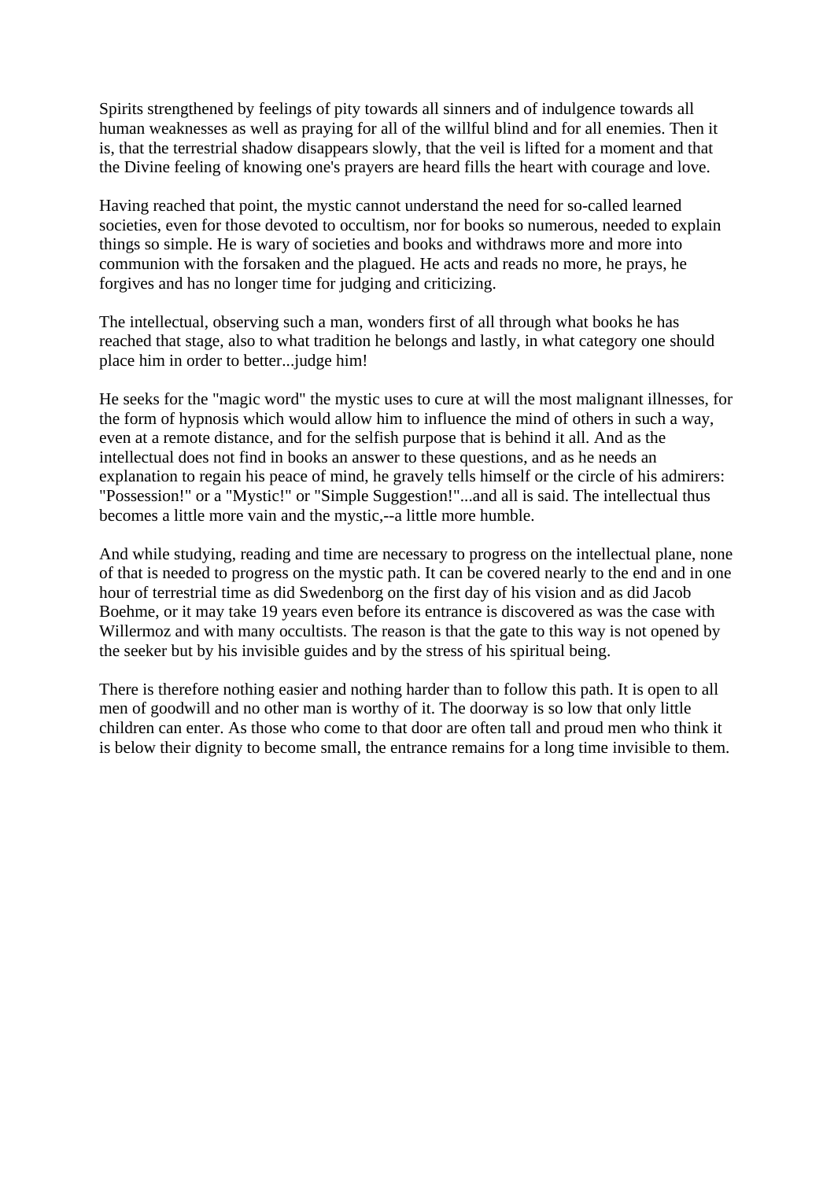Spirits strengthened by feelings of pity towards all sinners and of indulgence towards all human weaknesses as well as praying for all of the willful blind and for all enemies. Then it is, that the terrestrial shadow disappears slowly, that the veil is lifted for a moment and that the Divine feeling of knowing one's prayers are heard fills the heart with courage and love.

Having reached that point, the mystic cannot understand the need for so-called learned societies, even for those devoted to occultism, nor for books so numerous, needed to explain things so simple. He is wary of societies and books and withdraws more and more into communion with the forsaken and the plagued. He acts and reads no more, he prays, he forgives and has no longer time for judging and criticizing.

The intellectual, observing such a man, wonders first of all through what books he has reached that stage, also to what tradition he belongs and lastly, in what category one should place him in order to better...judge him!

He seeks for the "magic word" the mystic uses to cure at will the most malignant illnesses, for the form of hypnosis which would allow him to influence the mind of others in such a way, even at a remote distance, and for the selfish purpose that is behind it all. And as the intellectual does not find in books an answer to these questions, and as he needs an explanation to regain his peace of mind, he gravely tells himself or the circle of his admirers: "Possession!" or a "Mystic!" or "Simple Suggestion!"...and all is said. The intellectual thus becomes a little more vain and the mystic,--a little more humble.

And while studying, reading and time are necessary to progress on the intellectual plane, none of that is needed to progress on the mystic path. It can be covered nearly to the end and in one hour of terrestrial time as did Swedenborg on the first day of his vision and as did Jacob Boehme, or it may take 19 years even before its entrance is discovered as was the case with Willermoz and with many occultists. The reason is that the gate to this way is not opened by the seeker but by his invisible guides and by the stress of his spiritual being.

There is therefore nothing easier and nothing harder than to follow this path. It is open to all men of goodwill and no other man is worthy of it. The doorway is so low that only little children can enter. As those who come to that door are often tall and proud men who think it is below their dignity to become small, the entrance remains for a long time invisible to them.